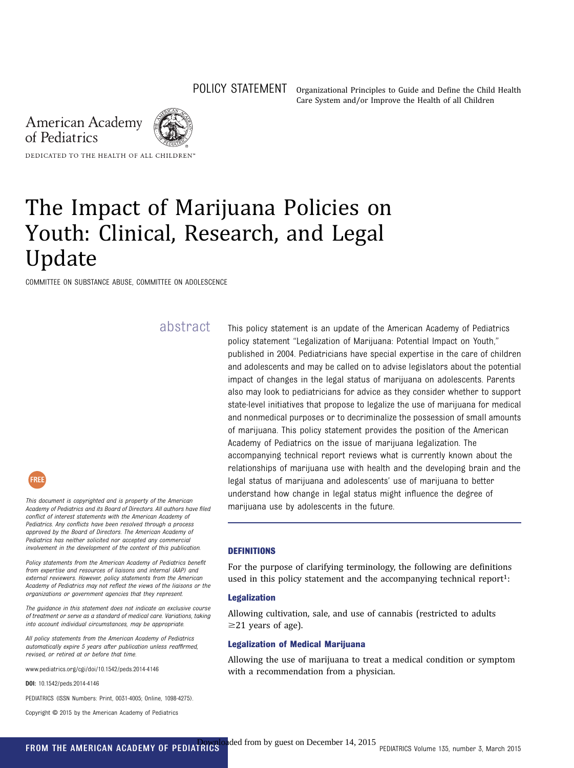POLICY STATEMENT Organizational Principles to Guide and Define the Child Health Care System and/or Improve the Health of all Children

American Academy of Pediatrics

DEDICATED TO THE HEALTH OF ALL CHILDREN™

# The Impact of Marijuana Policies on Youth: Clinical, Research, and Legal Update

COMMITTEE ON SUBSTANCE ABUSE, COMMITTEE ON ADOLESCENCE

## abstract

This policy statement is an update of the American Academy of Pediatrics policy statement "Legalization of Marijuana: Potential Impact on Youth," published in 2004. Pediatricians have special expertise in the care of children and adolescents and may be called on to advise legislators about the potential impact of changes in the legal status of marijuana on adolescents. Parents also may look to pediatricians for advice as they consider whether to support state-level initiatives that propose to legalize the use of marijuana for medical and nonmedical purposes or to decriminalize the possession of small amounts of marijuana. This policy statement provides the position of the American Academy of Pediatrics on the issue of marijuana legalization. The accompanying technical report reviews what is currently known about the relationships of marijuana use with health and the developing brain and the legal status of marijuana and adolescents' use of marijuana to better understand how change in legal status might influence the degree of marijuana use by adolescents in the future.

FREE

*This document is copyrighted and is property of the American Academy of Pediatrics and its Board of Directors. All authors have filed conflict of interest statements with the American Academy of Pediatrics. Any conflicts have been resolved through a process approved by the Board of Directors. The American Academy of Pediatrics has neither solicited nor accepted any commercial involvement in the development of the content of this publication.*

*Policy statements from the American Academy of Pediatrics benefit from expertise and resources of liaisons and internal (AAP) and external reviewers. However, policy statements from the American Academy of Pediatrics may not reflect the views of the liaisons or the organizations or government agencies that they represent.*

*The guidance in this statement does not indicate an exclusive course of treatment or serve as a standard of medical care. Variations, taking into account individual circumstances, may be appropriate.*

*All policy statements from the American Academy of Pediatrics automatically expire 5 years after publication unless reaffirmed, revised, or retired at or before that time.*

www.pediatrics.org/cgi/doi/10.1542/peds.2014-4146

**DOI:** 10.1542/peds.2014-4146

PEDIATRICS (ISSN Numbers: Print, 0031-4005; Online, 1098-4275).

Copyright © 2015 by the American Academy of Pediatrics

### DEFINITIONS

For the purpose of clarifying terminology, the following are definitions used in this policy statement and the accompanying technical report[1]:

#### Legalization

Allowing cultivation, sale, and use of cannabis (restricted to adults $\geq$21 years of age).

#### Legalization of Medical Marijuana

Allowing the use of marijuana to treat a medical condition or symptom with a recommendation from a physician.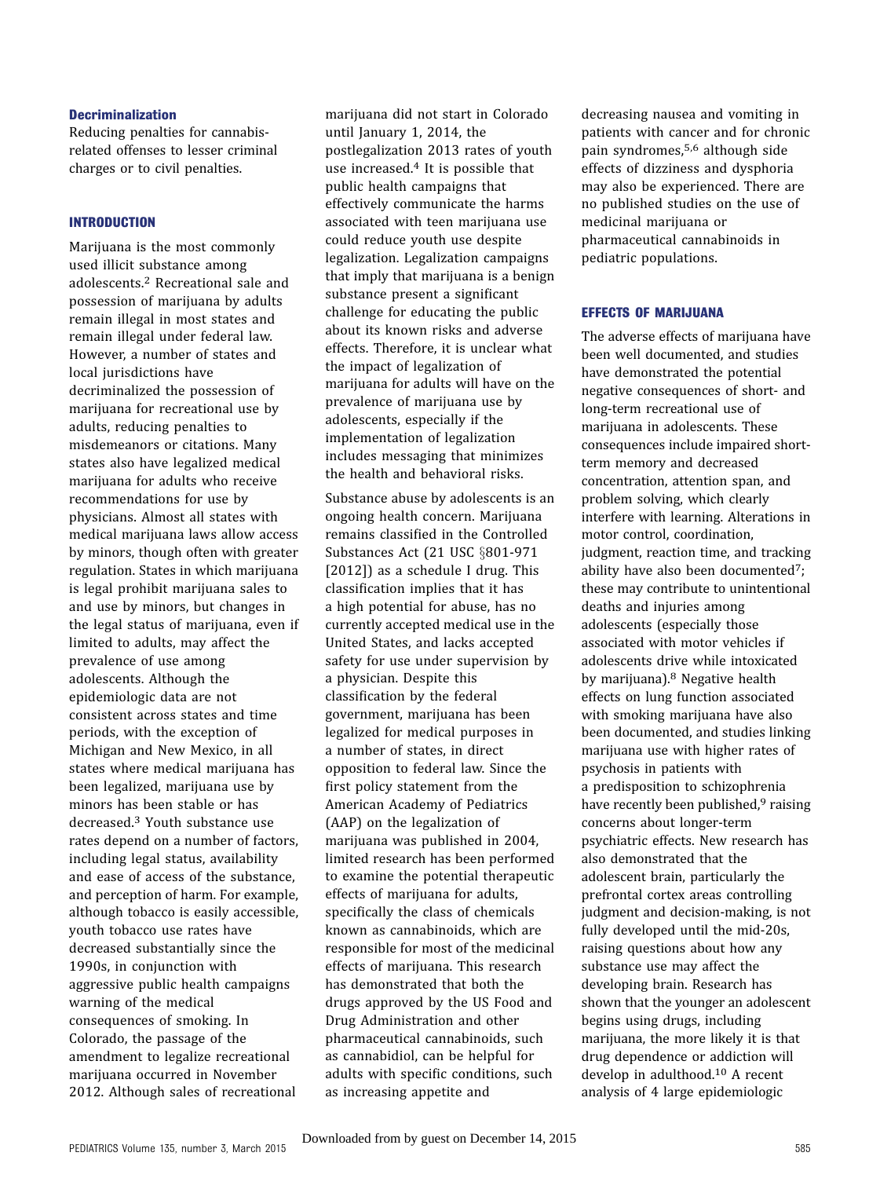### Decriminalization

Reducing penalties for cannabis-related offenses to lesser criminal charges or to civil penalties.

## INTRODUCTION

Marijuana is the most commonly used illicit substance among adolescents.[2] Recreational sale and possession of marijuana by adults remain illegal in most states and remain illegal under federal law. However, a number of states and local jurisdictions have decriminalized the possession of marijuana for recreational use by adults, reducing penalties to misdemeanors or citations. Many states also have legalized medical marijuana for adults who receive recommendations for use by physicians. Almost all states with medical marijuana laws allow access by minors, though often with greater regulation. States in which marijuana is legal prohibit marijuana sales to and use by minors, but changes in the legal status of marijuana, even if limited to adults, may affect the prevalence of use among adolescents. Although the epidemiologic data are not consistent across states and time periods, with the exception of Michigan and New Mexico, in all states where medical marijuana has been legalized, marijuana use by minors has been stable or has decreased.[3] Youth substance use rates depend on a number of factors, including legal status, availability and ease of access of the substance, and perception of harm. For example, although tobacco is easily accessible, youth tobacco use rates have decreased substantially since the 1990s, in conjunction with aggressive public health campaigns warning of the medical consequences of smoking. In Colorado, the passage of the amendment to legalize recreational marijuana occurred in November 2012. Although sales of recreational marijuana did not start in Colorado until January 1, 2014, the postlegalization 2013 rates of youth use increased.[4] It is possible that public health campaigns that effectively communicate the harms associated with teen marijuana use could reduce youth use despite legalization. Legalization campaigns that imply that marijuana is a benign substance present a significant challenge for educating the public about its known risks and adverse effects. Therefore, it is unclear what the impact of legalization of marijuana for adults will have on the prevalence of marijuana use by adolescents, especially if the implementation of legalization includes messaging that minimizes the health and behavioral risks.

Substance abuse by adolescents is an ongoing health concern. Marijuana remains classified in the Controlled Substances Act (21 USC §801-971 [2012]) as a schedule I drug. This classification implies that it has a high potential for abuse, has no currently accepted medical use in the United States, and lacks accepted safety for use under supervision by a physician. Despite this classification by the federal government, marijuana has been legalized for medical purposes in a number of states, in direct opposition to federal law. Since the first policy statement from the American Academy of Pediatrics (AAP) on the legalization of marijuana was published in 2004, limited research has been performed to examine the potential therapeutic effects of marijuana for adults, specifically the class of chemicals known as cannabinoids, which are responsible for most of the medicinal effects of marijuana. This research has demonstrated that both the drugs approved by the US Food and Drug Administration and other pharmaceutical cannabinoids, such as cannabidiol, can be helpful for adults with specific conditions, such as increasing appetite and decreasing nausea and vomiting in patients with cancer and for chronic pain syndromes,[5,6] although side effects of dizziness and dysphoria may also be experienced. There are no published studies on the use of medicinal marijuana or pharmaceutical cannabinoids in pediatric populations.

## EFFECTS OF MARIJUANA

The adverse effects of marijuana have been well documented, and studies have demonstrated the potential negative consequences of short- and long-term recreational use of marijuana in adolescents. These consequences include impaired short-term memory and decreased concentration, attention span, and problem solving, which clearly interfere with learning. Alterations in motor control, coordination, judgment, reaction time, and tracking ability have also been documented[7]; these may contribute to unintentional deaths and injuries among adolescents (especially those associated with motor vehicles if adolescents drive while intoxicated by marijuana).[8] Negative health effects on lung function associated with smoking marijuana have also been documented, and studies linking marijuana use with higher rates of psychosis in patients with a predisposition to schizophrenia have recently been published,[9] raising concerns about longer-term psychiatric effects. New research has also demonstrated that the adolescent brain, particularly the prefrontal cortex areas controlling judgment and decision-making, is not fully developed until the mid-20s, raising questions about how any substance use may affect the developing brain. Research has shown that the younger an adolescent begins using drugs, including marijuana, the more likely it is that drug dependence or addiction will develop in adulthood.[10] A recent analysis of 4 large epidemiologic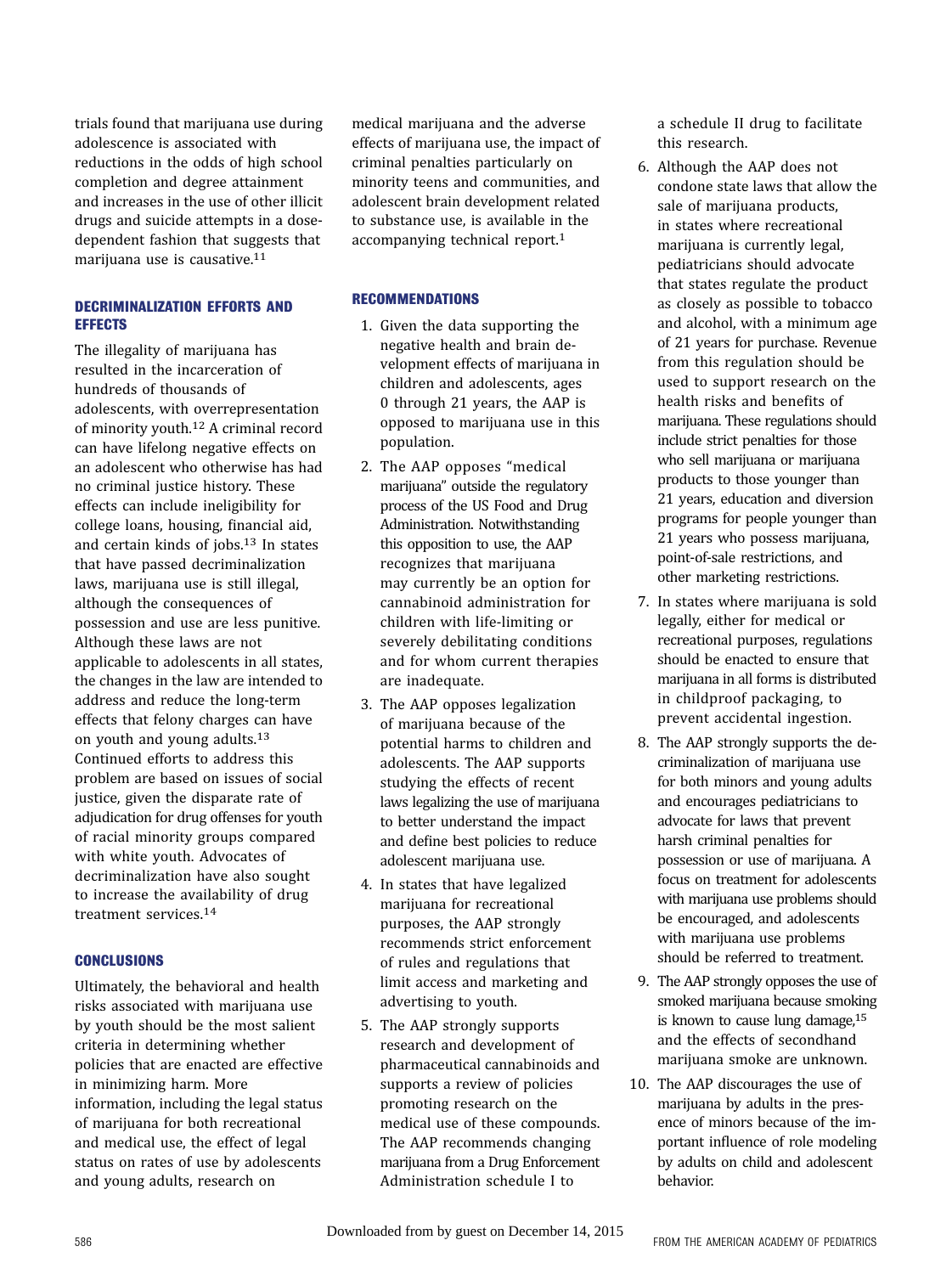trials found that marijuana use during adolescence is associated with reductions in the odds of high school completion and degree attainment and increases in the use of other illicit drugs and suicide attempts in a dose-dependent fashion that suggests that marijuana use is causative.[11]

## DECRIMINALIZATION EFFORTS AND EFFECTS

The illegality of marijuana has resulted in the incarceration of hundreds of thousands of adolescents, with overrepresentation of minority youth.[12] A criminal record can have lifelong negative effects on an adolescent who otherwise has had no criminal justice history. These effects can include ineligibility for college loans, housing, financial aid, and certain kinds of jobs.[13] In states that have passed decriminalization laws, marijuana use is still illegal, although the consequences of possession and use are less punitive. Although these laws are not applicable to adolescents in all states, the changes in the law are intended to address and reduce the long-term effects that felony charges can have on youth and young adults.[13] Continued efforts to address this problem are based on issues of social justice, given the disparate rate of adjudication for drug offenses for youth of racial minority groups compared with white youth. Advocates of decriminalization have also sought to increase the availability of drug treatment services.[14]

## CONCLUSIONS

Ultimately, the behavioral and health risks associated with marijuana use by youth should be the most salient criteria in determining whether policies that are enacted are effective in minimizing harm. More information, including the legal status of marijuana for both recreational and medical use, the effect of legal status on rates of use by adolescents and young adults, research on medical marijuana and the adverse effects of marijuana use, the impact of criminal penalties particularly on minority teens and communities, and adolescent brain development related to substance use, is available in the accompanying technical report.[1]

## RECOMMENDATIONS

1. Given the data supporting the negative health and brain development effects of marijuana in children and adolescents, ages 0 through 21 years, the AAP is opposed to marijuana use in this population.
2. The AAP opposes "medical marijuana" outside the regulatory process of the US Food and Drug Administration. Notwithstanding this opposition to use, the AAP recognizes that marijuana may currently be an option for cannabinoid administration for children with life-limiting or severely debilitating conditions and for whom current therapies are inadequate.
3. The AAP opposes legalization of marijuana because of the potential harms to children and adolescents. The AAP supports studying the effects of recent laws legalizing the use of marijuana to better understand the impact and define best policies to reduce adolescent marijuana use.
4. In states that have legalized marijuana for recreational purposes, the AAP strongly recommends strict enforcement of rules and regulations that limit access and marketing and advertising to youth.
5. The AAP strongly supports research and development of pharmaceutical cannabinoids and supports a review of policies promoting research on the medical use of these compounds. The AAP recommends changing marijuana from a Drug Enforcement Administration schedule I to a schedule II drug to facilitate this research.
6. Although the AAP does not condone state laws that allow the sale of marijuana products, in states where recreational marijuana is currently legal, pediatricians should advocate that states regulate the product as closely as possible to tobacco and alcohol, with a minimum age of 21 years for purchase. Revenue from this regulation should be used to support research on the health risks and benefits of marijuana. These regulations should include strict penalties for those who sell marijuana or marijuana products to those younger than 21 years, education and diversion programs for people younger than 21 years who possess marijuana, point-of-sale restrictions, and other marketing restrictions.
7. In states where marijuana is sold legally, either for medical or recreational purposes, regulations should be enacted to ensure that marijuana in all forms is distributed in childproof packaging, to prevent accidental ingestion.
8. The AAP strongly supports the decriminalization of marijuana use for both minors and young adults and encourages pediatricians to advocate for laws that prevent harsh criminal penalties for possession or use of marijuana. A focus on treatment for adolescents with marijuana use problems should be encouraged, and adolescents with marijuana use problems should be referred to treatment.
9. The AAP strongly opposes the use of smoked marijuana because smoking is known to cause lung damage,[15] and the effects of secondhand marijuana smoke are unknown.
10. The AAP discourages the use of marijuana by adults in the presence of minors because of the important influence of role modeling by adults on child and adolescent behavior.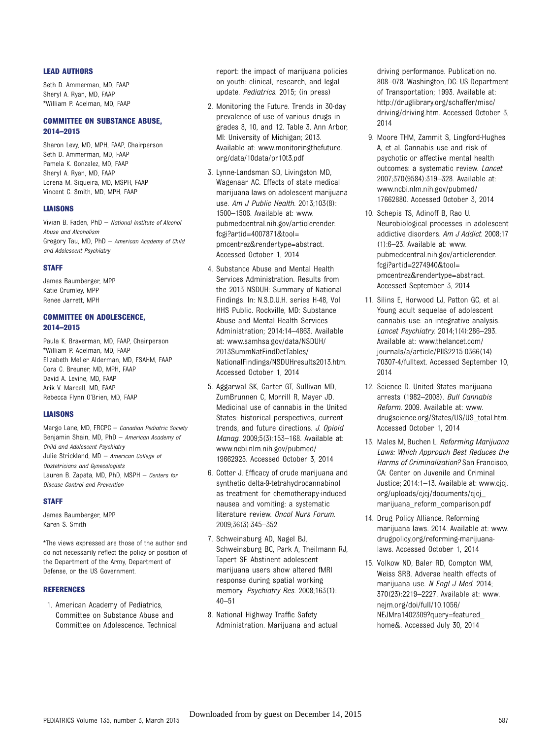### LEAD AUTHORS

Seth D. Ammerman, MD, FAAP
Sheryl A. Ryan, MD, FAAP
*William P. Adelman, MD, FAAP

### COMMITTEE ON SUBSTANCE ABUSE, 2014–2015

Sharon Levy, MD, MPH, FAAP, Chairperson
Seth D. Ammerman, MD, FAAP
Pamela K. Gonzalez, MD, FAAP
Sheryl A. Ryan, MD, FAAP
Lorena M. Siqueira, MD, MSPH, FAAP
Vincent C. Smith, MD, MPH, FAAP

### LIAISONS

Vivian B. Faden, PhD – *National Institute of Alcohol Abuse and Alcoholism*
Gregory Tau, MD, PhD – *American Academy of Child and Adolescent Psychiatry*

### STAFF

James Baumberger, MPP
Katie Crumley, MPP
Renee Jarrett, MPH

### COMMITTEE ON ADOLESCENCE, 2014–2015

Paula K. Braverman, MD, FAAP, Chairperson
*William P. Adelman, MD, FAAP
Elizabeth Meller Alderman, MD, FSAHM, FAAP
Cora C. Breuner, MD, MPH, FAAP
David A. Levine, MD, FAAP
Arik V. Marcell, MD, FAAP
Rebecca Flynn O'Brien, MD, FAAP

### LIAISONS

Margo Lane, MD, FRCPC – *Canadian Pediatric Society*
Benjamin Shain, MD, PhD – *American Academy of Child and Adolescent Psychiatry*
Julie Strickland, MD – *American College of Obstetricians and Gynecologists*
Lauren B. Zapata, MD, PhD, MSPH – *Centers for Disease Control and Prevention*

### STAFF

James Baumberger, MPP
Karen S. Smith

*The views expressed are those of the author and do not necessarily reflect the policy or position of the Department of the Army, Department of Defense, or the US Government.

### REFERENCES

1. American Academy of Pediatrics, Committee on Substance Abuse and Committee on Adolescence. Technical report: the impact of marijuana policies on youth: clinical, research, and legal update. *Pediatrics*. 2015; (in press)
2. Monitoring the Future. Trends in 30-day prevalence of use of various drugs in grades 8, 10, and 12. Table 3. Ann Arbor, MI: University of Michigan; 2013. Available at: www.monitoringthefuture.org/data/10data/pr10t3.pdf
3. Lynne-Landsman SD, Livingston MD, Wagenaar AC. Effects of state medical marijuana laws on adolescent marijuana use. *Am J Public Health*. 2013;103(8):1500–1506. Available at: www.pubmedcentral.nih.gov/articlerender.fcgi?artid=4007871&tool=pmcentrez&rendertype=abstract. Accessed October 1, 2014
4. Substance Abuse and Mental Health Services Administration. Results from the 2013 NSDUH: Summary of National Findings. In: N.S.D.U.H. series H-48, Vol HHS Public. Rockville, MD: Substance Abuse and Mental Health Services Administration; 2014:14–4863. Available at: www.samhsa.gov/data/NSDUH/2013SummNatFindDetTables/NationalFindings/NSDUHresults2013.htm. Accessed October 1, 2014
5. Aggarwal SK, Carter GT, Sullivan MD, ZumBrunnen C, Morrill R, Mayer JD. Medicinal use of cannabis in the United States: historical perspectives, current trends, and future directions. *J Opioid Manag*. 2009;5(3):153–168. Available at: www.ncbi.nlm.nih.gov/pubmed/19662925. Accessed October 3, 2014
6. Cotter J. Efficacy of crude marijuana and synthetic delta-9-tetrahydrocannabinol as treatment for chemotherapy-induced nausea and vomiting: a systematic literature review. *Oncol Nurs Forum*. 2009;36(3):345–352
7. Schweinsburg AD, Nagel BJ, Schweinsburg BC, Park A, Theilmann RJ, Tapert SF. Abstinent adolescent marijuana users show altered fMRI response during spatial working memory. *Psychiatry Res*. 2008;163(1):40–51
8. National Highway Traffic Safety Administration. Marijuana and actual driving performance. Publication no. 808–078. Washington, DC: US Department of Transportation; 1993. Available at: http://druglibrary.org/schaffer/misc/driving/driving.htm. Accessed October 3, 2014
9. Moore THM, Zammit S, Lingford-Hughes A, et al. Cannabis use and risk of psychotic or affective mental health outcomes: a systematic review. *Lancet*. 2007;370(9584):319–328. Available at: www.ncbi.nlm.nih.gov/pubmed/17662880. Accessed October 3, 2014
10. Schepis TS, Adinoff B, Rao U. Neurobiological processes in adolescent addictive disorders. *Am J Addict*. 2008;17(1):6–23. Available at: www.pubmedcentral.nih.gov/articlerender.fcgi?artid=2274940&tool=pmcentrez&rendertype=abstract. Accessed September 3, 2014
11. Silins E, Horwood LJ, Patton GC, et al. Young adult sequelae of adolescent cannabis use: an integrative analysis. *Lancet Psychiatry*. 2014;1(4):286–293. Available at: www.thelancet.com/journals/a/article/PIIS2215-0366(14)70307-4/fulltext. Accessed September 10, 2014
12. Science D. United States marijuana arrests (1982–2008). *Bull Cannabis Reform*. 2009. Available at: www.drugscience.org/States/US/US_total.htm. Accessed October 1, 2014
13. Males M, Buchen L. *Reforming Marijuana Laws: Which Approach Best Reduces the Harms of Criminalization?* San Francisco, CA: Center on Juvenile and Criminal Justice; 2014:1–13. Available at: www.cjcj.org/uploads/cjcj/documents/cjcj_marijuana_reform_comparison.pdf
14. Drug Policy Alliance. Reforming marijuana laws. 2014. Available at: www.drugpolicy.org/reforming-marijuana-laws. Accessed October 1, 2014
15. Volkow ND, Baler RD, Compton WM, Weiss SRB. Adverse health effects of marijuana use. *N Engl J Med*. 2014;370(23):2219–2227. Available at: www.nejm.org/doi/full/10.1056/NEJMra1402309?query=featured_home&. Accessed July 30, 2014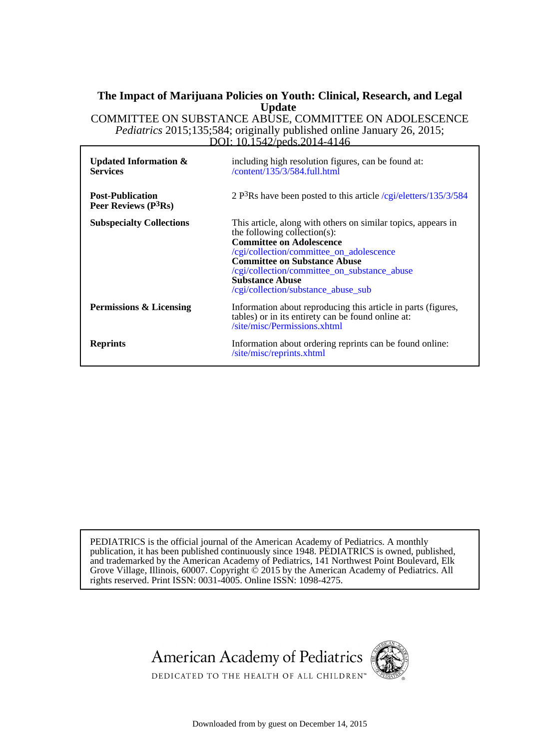**The Impact of Marijuana Policies on Youth: Clinical, Research, and Legal Update**

COMMITTEE ON SUBSTANCE ABUSE, COMMITTEE ON ADOLESCENCE

*Pediatrics* 2015;135;584; originally published online January 26, 2015;

DOI: 10.1542/peds.2014-4146

| | |
|---|---|
| **Updated Information & Services** | including high resolution figures, can be found at: /content/135/3/584.full.html |
| **Post-Publication Peer Reviews (P³Rs)** | 2 P³Rs have been posted to this article /cgi/eletters/135/3/584 |
| **Subspecialty Collections** | This article, along with others on similar topics, appears in the following collection(s): **Committee on Adolescence** /cgi/collection/committee_on_adolescence **Committee on Substance Abuse** /cgi/collection/committee_on_substance_abuse **Substance Abuse** /cgi/collection/substance_abuse_sub |
| **Permissions & Licensing** | Information about reproducing this article in parts (figures, tables) or in its entirety can be found online at: /site/misc/Permissions.xhtml |
| **Reprints** | Information about ordering reprints can be found online: /site/misc/reprints.xhtml |

PEDIATRICS is the official journal of the American Academy of Pediatrics. A monthly publication, it has been published continuously since 1948. PEDIATRICS is owned, published, and trademarked by the American Academy of Pediatrics, 141 Northwest Point Boulevard, Elk Grove Village, Illinois, 60007. Copyright © 2015 by the American Academy of Pediatrics. All rights reserved. Print ISSN: 0031-4005. Online ISSN: 1098-4275.

American Academy of Pediatrics

DEDICATED TO THE HEALTH OF ALL CHILDREN™

Downloaded from by guest on December 14, 2015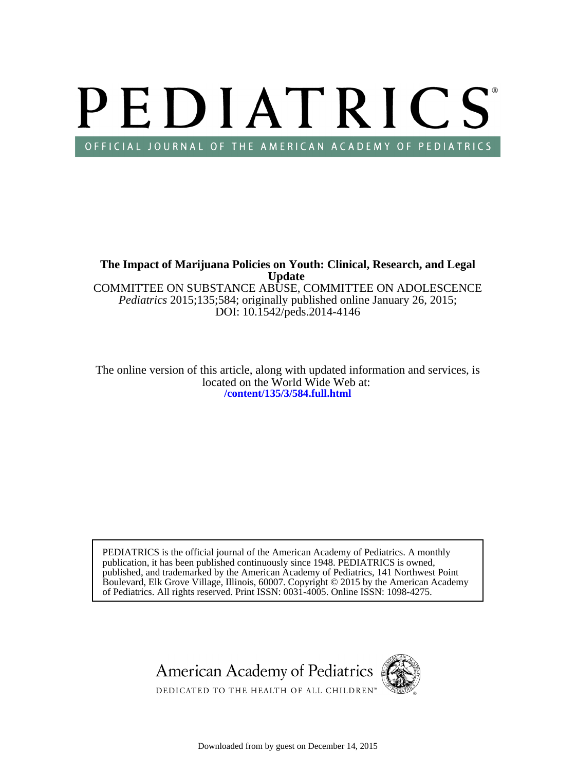# PEDIATRICS

OFFICIAL JOURNAL OF THE AMERICAN ACADEMY OF PEDIATRICS

**The Impact of Marijuana Policies on Youth: Clinical, Research, and Legal Update**

COMMITTEE ON SUBSTANCE ABUSE, COMMITTEE ON ADOLESCENCE

*Pediatrics* 2015;135;584; originally published online January 26, 2015;

DOI: 10.1542/peds.2014-4146

The online version of this article, along with updated information and services, is located on the World Wide Web at:

**/content/135/3/584.full.html**

PEDIATRICS is the official journal of the American Academy of Pediatrics. A monthly publication, it has been published continuously since 1948. PEDIATRICS is owned, published, and trademarked by the American Academy of Pediatrics, 141 Northwest Point Boulevard, Elk Grove Village, Illinois, 60007. Copyright © 2015 by the American Academy of Pediatrics. All rights reserved. Print ISSN: 0031-4005. Online ISSN: 1098-4275.

American Academy of Pediatrics

DEDICATED TO THE HEALTH OF ALL CHILDREN™

Downloaded from by guest on December 14, 2015